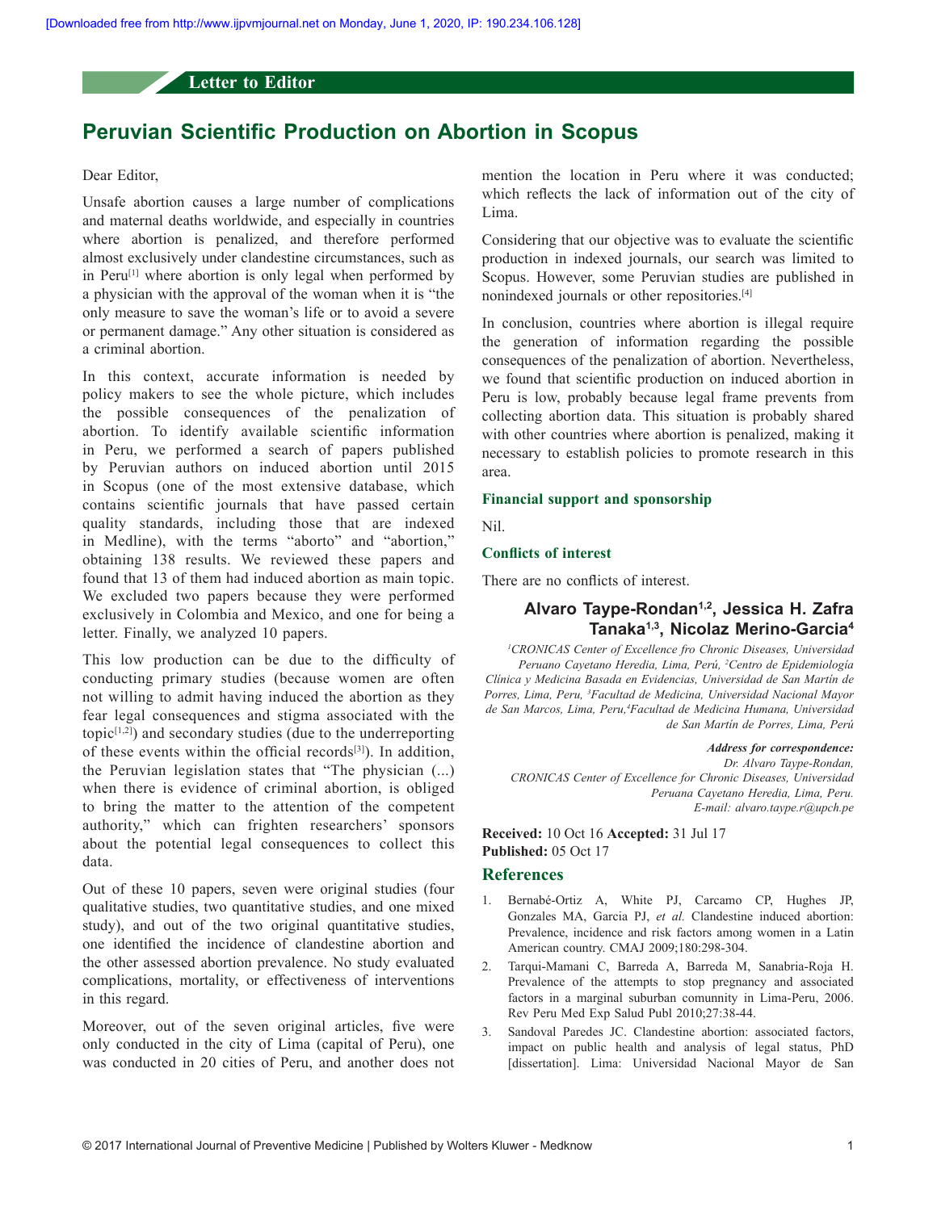Letter to Editor

# Peruvian Scientific Production on Abortion in Scopus

Dear Editor,

Unsafe abortion causes a large number of complications and maternal deaths worldwide, and especially in countries where abortion is penalized, and therefore performed almost exclusively under clandestine circumstances, such as in Peru[1] where abortion is only legal when performed by a physician with the approval of the woman when it is "the only measure to save the woman's life or to avoid a severe or permanent damage." Any other situation is considered as a criminal abortion.

In this context, accurate information is needed by policy makers to see the whole picture, which includes the possible consequences of the penalization of abortion. To identify available scientific information in Peru, we performed a search of papers published by Peruvian authors on induced abortion until 2015 in Scopus (one of the most extensive database, which contains scientific journals that have passed certain quality standards, including those that are indexed in Medline), with the terms "aborto" and "abortion," obtaining 138 results. We reviewed these papers and found that 13 of them had induced abortion as main topic. We excluded two papers because they were performed exclusively in Colombia and Mexico, and one for being a letter. Finally, we analyzed 10 papers.

This low production can be due to the difficulty of conducting primary studies (because women are often not willing to admit having induced the abortion as they fear legal consequences and stigma associated with the topic[1,2]) and secondary studies (due to the underreporting of these events within the official records[3]). In addition, the Peruvian legislation states that "The physician (...) when there is evidence of criminal abortion, is obliged to bring the matter to the attention of the competent authority," which can frighten researchers' sponsors about the potential legal consequences to collect this data.

Out of these 10 papers, seven were original studies (four qualitative studies, two quantitative studies, and one mixed study), and out of the two original quantitative studies, one identified the incidence of clandestine abortion and the other assessed abortion prevalence. No study evaluated complications, mortality, or effectiveness of interventions in this regard.

Moreover, out of the seven original articles, five were only conducted in the city of Lima (capital of Peru), one was conducted in 20 cities of Peru, and another does not mention the location in Peru where it was conducted; which reflects the lack of information out of the city of Lima.

Considering that our objective was to evaluate the scientific production in indexed journals, our search was limited to Scopus. However, some Peruvian studies are published in nonindexed journals or other repositories.[4]

In conclusion, countries where abortion is illegal require the generation of information regarding the possible consequences of the penalization of abortion. Nevertheless, we found that scientific production on induced abortion in Peru is low, probably because legal frame prevents from collecting abortion data. This situation is probably shared with other countries where abortion is penalized, making it necessary to establish policies to promote research in this area.

### Financial support and sponsorship

Nil.

### Conflicts of interest

There are no conflicts of interest.

**Alvaro Taype-Rondan[1,2], Jessica H. Zafra Tanaka[1,3], Nicolaz Merino-Garcia[4]**

*[1]CRONICAS Center of Excellence fro Chronic Diseases, Universidad Peruano Cayetano Heredia, Lima, Perú, [2]Centro de Epidemiología Clínica y Medicina Basada en Evidencias, Universidad de San Martín de Porres, Lima, Peru, [3]Facultad de Medicina, Universidad Nacional Mayor de San Marcos, Lima, Peru, [4]Facultad de Medicina Humana, Universidad de San Martín de Porres, Lima, Perú*

***Address for correspondence:***
*Dr. Alvaro Taype-Rondan,*
*CRONICAS Center of Excellence for Chronic Diseases, Universidad Peruana Cayetano Heredia, Lima, Peru.*
*E-mail: alvaro.taype.r@upch.pe*

**Received:** 10 Oct 16 **Accepted:** 31 Jul 17
**Published:** 05 Oct 17

## References

1. Bernabé-Ortiz A, White PJ, Carcamo CP, Hughes JP, Gonzales MA, Garcia PJ, *et al.* Clandestine induced abortion: Prevalence, incidence and risk factors among women in a Latin American country. CMAJ 2009;180:298-304.
2. Tarqui-Mamani C, Barreda A, Barreda M, Sanabria-Roja H. Prevalence of the attempts to stop pregnancy and associated factors in a marginal suburban comunnity in Lima-Peru, 2006. Rev Peru Med Exp Salud Publ 2010;27:38-44.
3. Sandoval Paredes JC. Clandestine abortion: associated factors, impact on public health and analysis of legal status, PhD [dissertation]. Lima: Universidad Nacional Mayor de San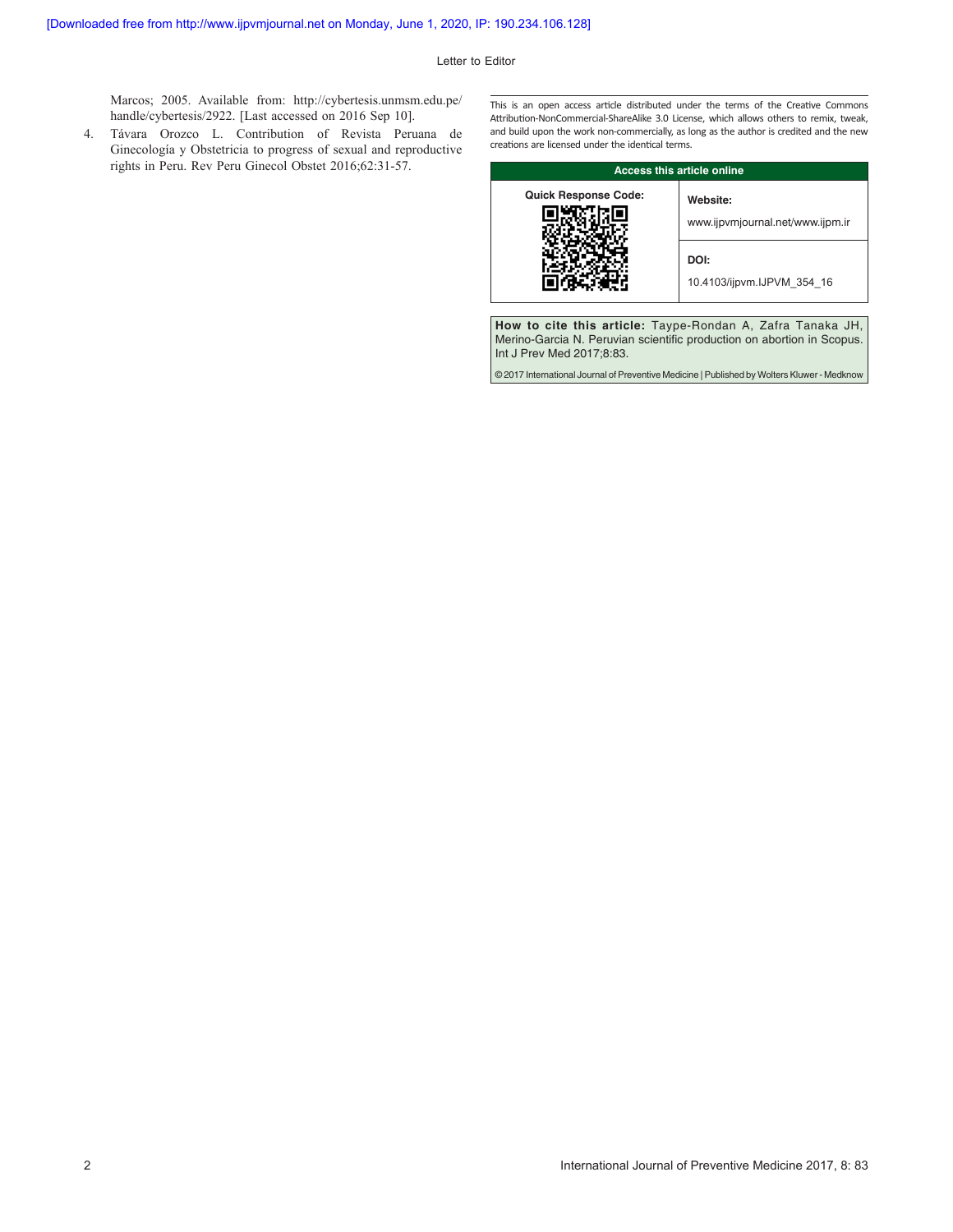Marcos; 2005. Available from: http://cybertesis.unmsm.edu.pe/handle/cybertesis/2922. [Last accessed on 2016 Sep 10].

4. Távara Orozco L. Contribution of Revista Peruana de Ginecología y Obstetricia to progress of sexual and reproductive rights in Peru. Rev Peru Ginecol Obstet 2016;62:31-57.

This is an open access article distributed under the terms of the Creative Commons Attribution-NonCommercial-ShareAlike 3.0 License, which allows others to remix, tweak, and build upon the work non-commercially, as long as the author is credited and the new creations are licensed under the identical terms.

| Access this article online | |
|---|---|
| Quick Response Code: | **Website:** www.ijpvmjournal.net/www.ijpm.ir |
| | **DOI:** 10.4103/ijpvm.IJPVM_354_16 |

**How to cite this article:** Taype-Rondan A, Zafra Tanaka JH, Merino-Garcia N. Peruvian scientific production on abortion in Scopus. Int J Prev Med 2017;8:83.

© 2017 International Journal of Preventive Medicine | Published by Wolters Kluwer - Medknow